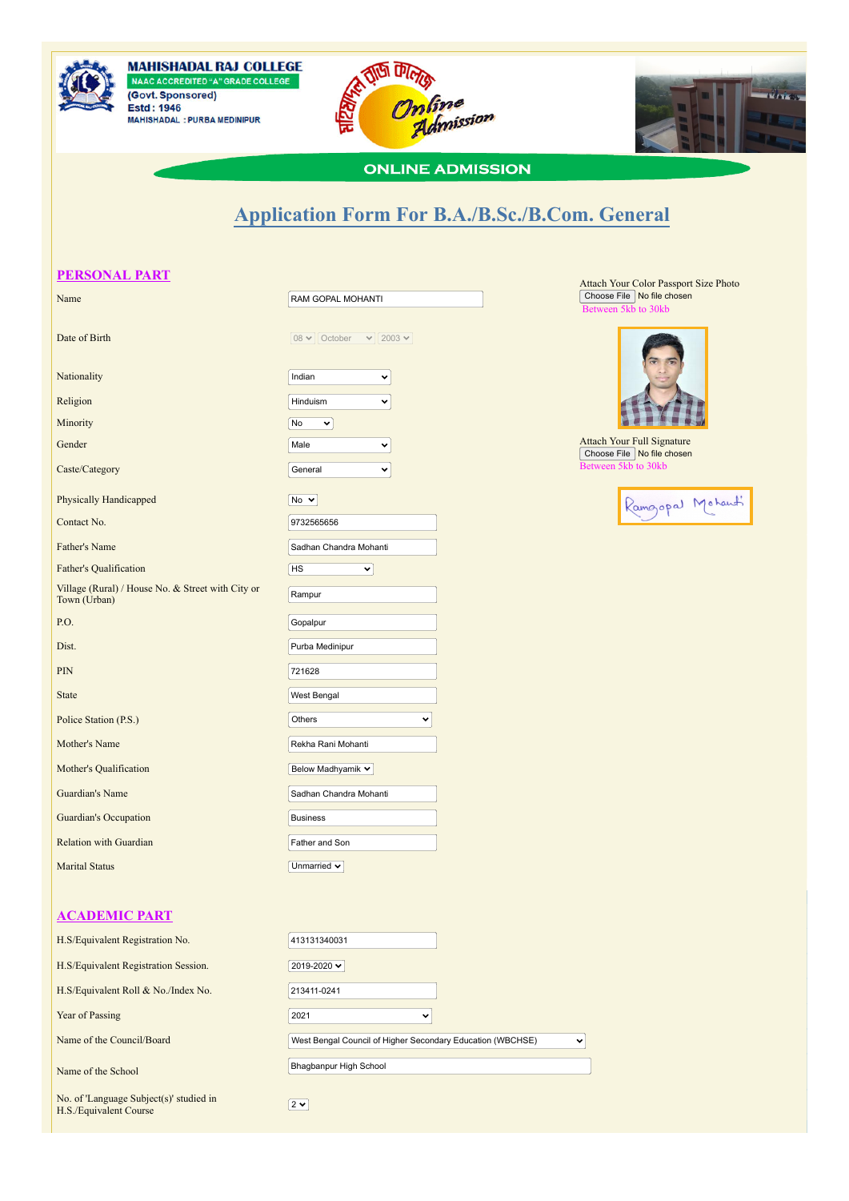**MAHISHADAL RAJ COLLEGE**
NAAC ACCREDITED "A" GRADE COLLEGE
(Govt. Sponsored)
Estd : 1946
MAHISHADAL : PURBA MEDINIPUR

Online Admission

ONLINE ADMISSION

# Application Form For B.A./B.Sc./B.Com. General

## PERSONAL PART

| Field | Value |
| --- | --- |
| Name | RAM GOPAL MOHANTI |
| Date of Birth | 08 October 2003 |
| Nationality | Indian |
| Religion | Hinduism |
| Minority | No |
| Gender | Male |
| Caste/Category | General |
| Physically Handicapped | No |
| Contact No. | 9732565656 |
| Father's Name | Sadhan Chandra Mohanti |
| Father's Qualification | HS |
| Village (Rural) / House No. & Street with City or Town (Urban) | Rampur |
| P.O. | Gopalpur |
| Dist. | Purba Medinipur |
| PIN | 721628 |
| State | West Bengal |
| Police Station (P.S.) | Others |
| Mother's Name | Rekha Rani Mohanti |
| Mother's Qualification | Below Madhyamik |
| Guardian's Name | Sadhan Chandra Mohanti |
| Guardian's Occupation | Business |
| Relation with Guardian | Father and Son |
| Marital Status | Unmarried |

Attach Your Color Passport Size Photo
Choose File No file chosen
Between 5kb to 30kb

Attach Your Full Signature
Choose File No file chosen
Between 5kb to 30kb

Ramgopal Mohanti

## ACADEMIC PART

| Field | Value |
| --- | --- |
| H.S/Equivalent Registration No. | 413131340031 |
| H.S/Equivalent Registration Session. | 2019-2020 |
| H.S/Equivalent Roll & No./Index No. | 213411-0241 |
| Year of Passing | 2021 |
| Name of the Council/Board | West Bengal Council of Higher Secondary Education (WBCHSE) |
| Name of the School | Bhagbanpur High School |
| No. of 'Language Subject(s)' studied in H.S./Equivalent Course | 2 |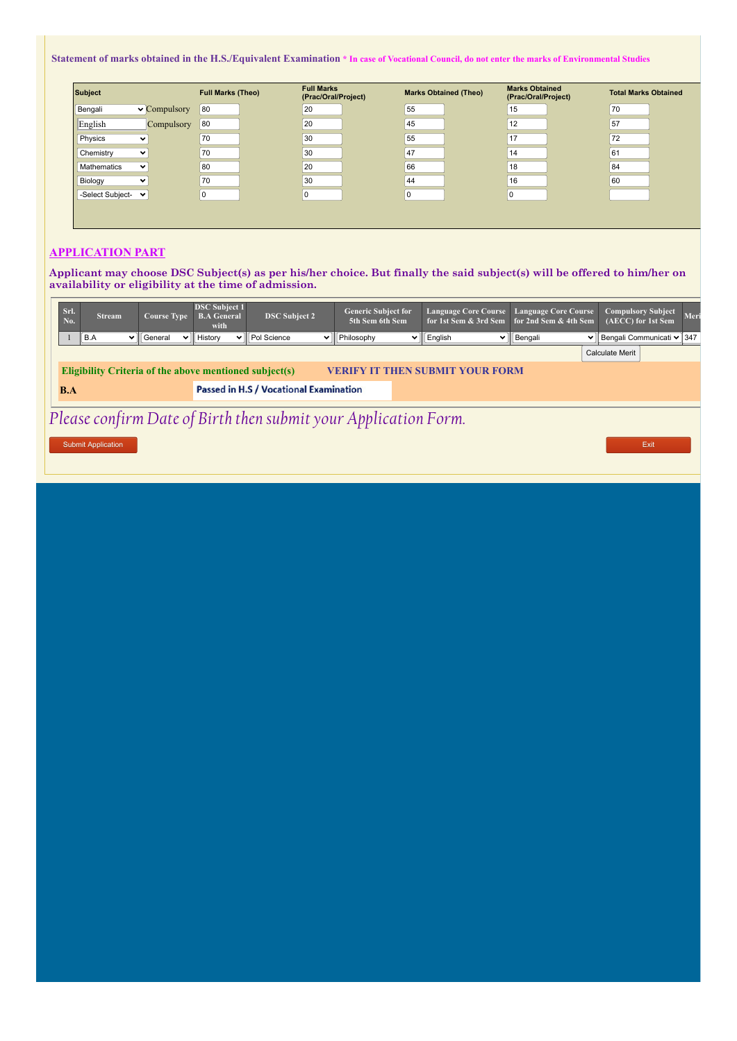**Statement of marks obtained in the H.S./Equivalent Examination** * In case of Vocational Council, do not enter the marks of Environmental Studies

| Subject | | Full Marks (Theo) | Full Marks (Prac/Oral/Project) | Marks Obtained (Theo) | Marks Obtained (Prac/Oral/Project) | Total Marks Obtained |
|---|---|---|---|---|---|---|
| Bengali | Compulsory | 80 | 20 | 55 | 15 | 70 |
| English | Compulsory | 80 | 20 | 45 | 12 | 57 |
| Physics | | 70 | 30 | 55 | 17 | 72 |
| Chemistry | | 70 | 30 | 47 | 14 | 61 |
| Mathematics | | 80 | 20 | 66 | 18 | 84 |
| Biology | | 70 | 30 | 44 | 16 | 60 |
| -Select Subject- | | 0 | 0 | 0 | 0 | |

## APPLICATION PART

**Applicant may choose DSC Subject(s) as per his/her choice. But finally the said subject(s) will be offered to him/her on availability or eligibility at the time of admission.**

| Srl. No. | Stream | Course Type | DSC Subject 1 B.A General with | DSC Subject 2 | Generic Subject for 5th Sem 6th Sem | Language Core Course for 1st Sem & 3rd Sem | Language Core Course for 2nd Sem & 4th Sem | Compulsory Subject (AECC) for 1st Sem | Meri |
|---|---|---|---|---|---|---|---|---|---|
| 1 | B.A | General | History | Pol Science | Philosophy | English | Bengali | Bengali Communicati | 347 |

Calculate Merit

**Eligibility Criteria of the above mentioned subject(s)** **VERIFY IT THEN SUBMIT YOUR FORM**

| | |
|---|---|
| **B.A** | Passed in H.S / Vocational Examination |

*Please confirm Date of Birth then submit your Application Form.*

Submit Application

Exit